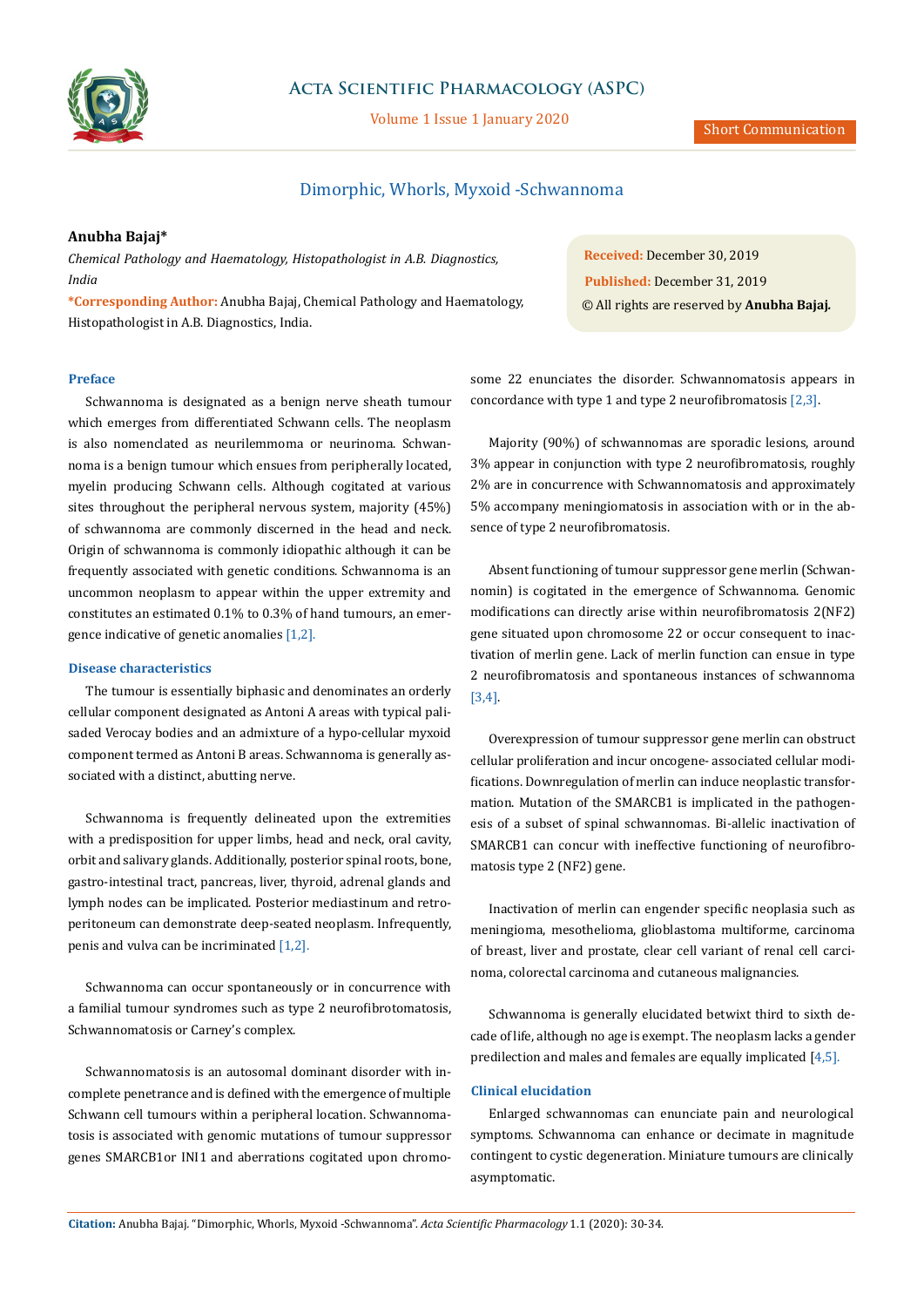Short Communication

# Dimorphic, Whorls, Myxoid -Schwannoma

**Anubha Bajaj***

*Chemical Pathology and Haematology, Histopathologist in A.B. Diagnostics, India*

***Corresponding Author:** Anubha Bajaj, Chemical Pathology and Haematology, Histopathologist in A.B. Diagnostics, India.

**Received:** December 30, 2019

**Published:** December 31, 2019

© All rights are reserved by **Anubha Bajaj.**

## Preface

Schwannoma is designated as a benign nerve sheath tumour which emerges from differentiated Schwann cells. The neoplasm is also nomenclated as neurilemmoma or neurinoma. Schwannoma is a benign tumour which ensues from peripherally located, myelin producing Schwann cells. Although cogitated at various sites throughout the peripheral nervous system, majority (45%) of schwannoma are commonly discerned in the head and neck. Origin of schwannoma is commonly idiopathic although it can be frequently associated with genetic conditions. Schwannoma is an uncommon neoplasm to appear within the upper extremity and constitutes an estimated 0.1% to 0.3% of hand tumours, an emergence indicative of genetic anomalies [1,2].

## Disease characteristics

The tumour is essentially biphasic and denominates an orderly cellular component designated as Antoni A areas with typical palisaded Verocay bodies and an admixture of a hypo-cellular myxoid component termed as Antoni B areas. Schwannoma is generally associated with a distinct, abutting nerve.

Schwannoma is frequently delineated upon the extremities with a predisposition for upper limbs, head and neck, oral cavity, orbit and salivary glands. Additionally, posterior spinal roots, bone, gastro-intestinal tract, pancreas, liver, thyroid, adrenal glands and lymph nodes can be implicated. Posterior mediastinum and retroperitoneum can demonstrate deep-seated neoplasm. Infrequently, penis and vulva can be incriminated [1,2].

Schwannoma can occur spontaneously or in concurrence with a familial tumour syndromes such as type 2 neurofibrotomatosis, Schwannomatosis or Carney's complex.

Schwannomatosis is an autosomal dominant disorder with incomplete penetrance and is defined with the emergence of multiple Schwann cell tumours within a peripheral location. Schwannomatosis is associated with genomic mutations of tumour suppressor genes SMARCB1or INI1 and aberrations cogitated upon chromosome 22 enunciates the disorder. Schwannomatosis appears in concordance with type 1 and type 2 neurofibromatosis [2,3].

Majority (90%) of schwannomas are sporadic lesions, around 3% appear in conjunction with type 2 neurofibromatosis, roughly 2% are in concurrence with Schwannomatosis and approximately 5% accompany meningiomatosis in association with or in the absence of type 2 neurofibromatosis.

Absent functioning of tumour suppressor gene merlin (Schwannomin) is cogitated in the emergence of Schwannoma. Genomic modifications can directly arise within neurofibromatosis 2(NF2) gene situated upon chromosome 22 or occur consequent to inactivation of merlin gene. Lack of merlin function can ensue in type 2 neurofibromatosis and spontaneous instances of schwannoma [3,4].

Overexpression of tumour suppressor gene merlin can obstruct cellular proliferation and incur oncogene- associated cellular modifications. Downregulation of merlin can induce neoplastic transformation. Mutation of the SMARCB1 is implicated in the pathogenesis of a subset of spinal schwannomas. Bi-allelic inactivation of SMARCB1 can concur with ineffective functioning of neurofibromatosis type 2 (NF2) gene.

Inactivation of merlin can engender specific neoplasia such as meningioma, mesothelioma, glioblastoma multiforme, carcinoma of breast, liver and prostate, clear cell variant of renal cell carcinoma, colorectal carcinoma and cutaneous malignancies.

Schwannoma is generally elucidated betwixt third to sixth decade of life, although no age is exempt. The neoplasm lacks a gender predilection and males and females are equally implicated [4,5].

## Clinical elucidation

Enlarged schwannomas can enunciate pain and neurological symptoms. Schwannoma can enhance or decimate in magnitude contingent to cystic degeneration. Miniature tumours are clinically asymptomatic.

**Citation:** Anubha Bajaj. "Dimorphic, Whorls, Myxoid -Schwannoma". *Acta Scientific Pharmacology* 1.1 (2020): 30-34.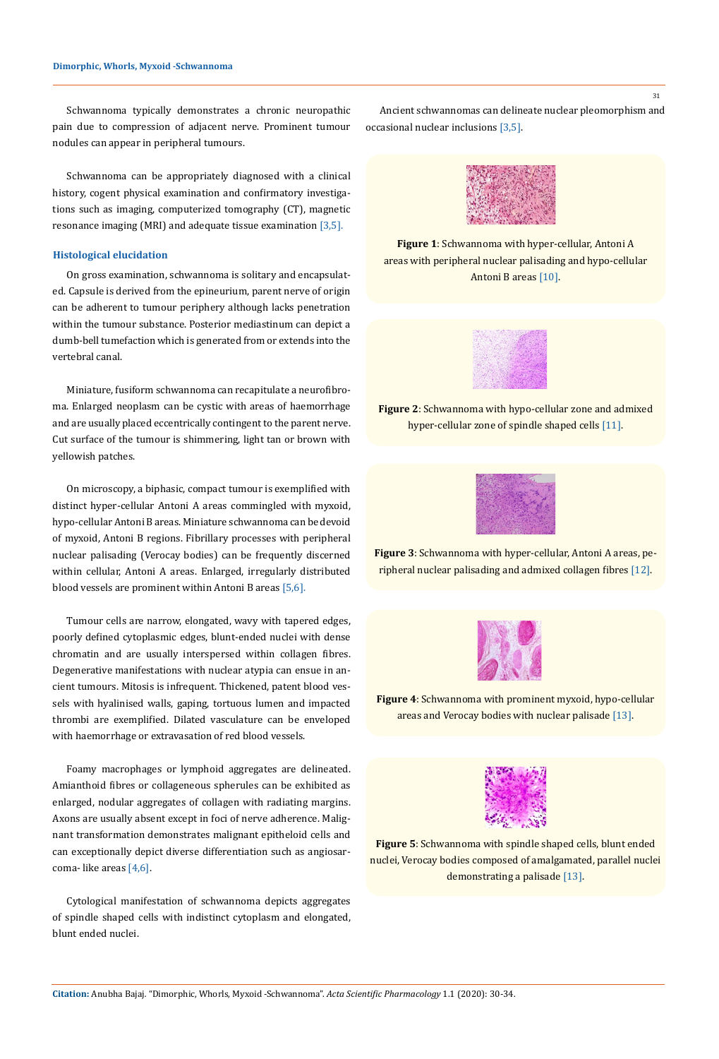Schwannoma typically demonstrates a chronic neuropathic pain due to compression of adjacent nerve. Prominent tumour nodules can appear in peripheral tumours.

Schwannoma can be appropriately diagnosed with a clinical history, cogent physical examination and confirmatory investigations such as imaging, computerized tomography (CT), magnetic resonance imaging (MRI) and adequate tissue examination [3,5].

### Histological elucidation

On gross examination, schwannoma is solitary and encapsulated. Capsule is derived from the epineurium, parent nerve of origin can be adherent to tumour periphery although lacks penetration within the tumour substance. Posterior mediastinum can depict a dumb-bell tumefaction which is generated from or extends into the vertebral canal.

Miniature, fusiform schwannoma can recapitulate a neurofibroma. Enlarged neoplasm can be cystic with areas of haemorrhage and are usually placed eccentrically contingent to the parent nerve. Cut surface of the tumour is shimmering, light tan or brown with yellowish patches.

On microscopy, a biphasic, compact tumour is exemplified with distinct hyper-cellular Antoni A areas commingled with myxoid, hypo-cellular Antoni B areas. Miniature schwannoma can be devoid of myxoid, Antoni B regions. Fibrillary processes with peripheral nuclear palisading (Verocay bodies) can be frequently discerned within cellular, Antoni A areas. Enlarged, irregularly distributed blood vessels are prominent within Antoni B areas [5,6].

Tumour cells are narrow, elongated, wavy with tapered edges, poorly defined cytoplasmic edges, blunt-ended nuclei with dense chromatin and are usually interspersed within collagen fibres. Degenerative manifestations with nuclear atypia can ensue in ancient tumours. Mitosis is infrequent. Thickened, patent blood vessels with hyalinised walls, gaping, tortuous lumen and impacted thrombi are exemplified. Dilated vasculature can be enveloped with haemorrhage or extravasation of red blood vessels.

Foamy macrophages or lymphoid aggregates are delineated. Amianthoid fibres or collageneous spherules can be exhibited as enlarged, nodular aggregates of collagen with radiating margins. Axons are usually absent except in foci of nerve adherence. Malignant transformation demonstrates malignant epitheloid cells and can exceptionally depict diverse differentiation such as angiosarcoma- like areas [4,6].

Cytological manifestation of schwannoma depicts aggregates of spindle shaped cells with indistinct cytoplasm and elongated, blunt ended nuclei.

Ancient schwannomas can delineate nuclear pleomorphism and occasional nuclear inclusions [3,5].

**Figure 1**: Schwannoma with hyper-cellular, Antoni A areas with peripheral nuclear palisading and hypo-cellular Antoni B areas [10].

**Figure 2**: Schwannoma with hypo-cellular zone and admixed hyper-cellular zone of spindle shaped cells [11].

**Figure 3**: Schwannoma with hyper-cellular, Antoni A areas, peripheral nuclear palisading and admixed collagen fibres [12].

**Figure 4**: Schwannoma with prominent myxoid, hypo-cellular areas and Verocay bodies with nuclear palisade [13].

**Figure 5**: Schwannoma with spindle shaped cells, blunt ended nuclei, Verocay bodies composed of amalgamated, parallel nuclei demonstrating a palisade [13].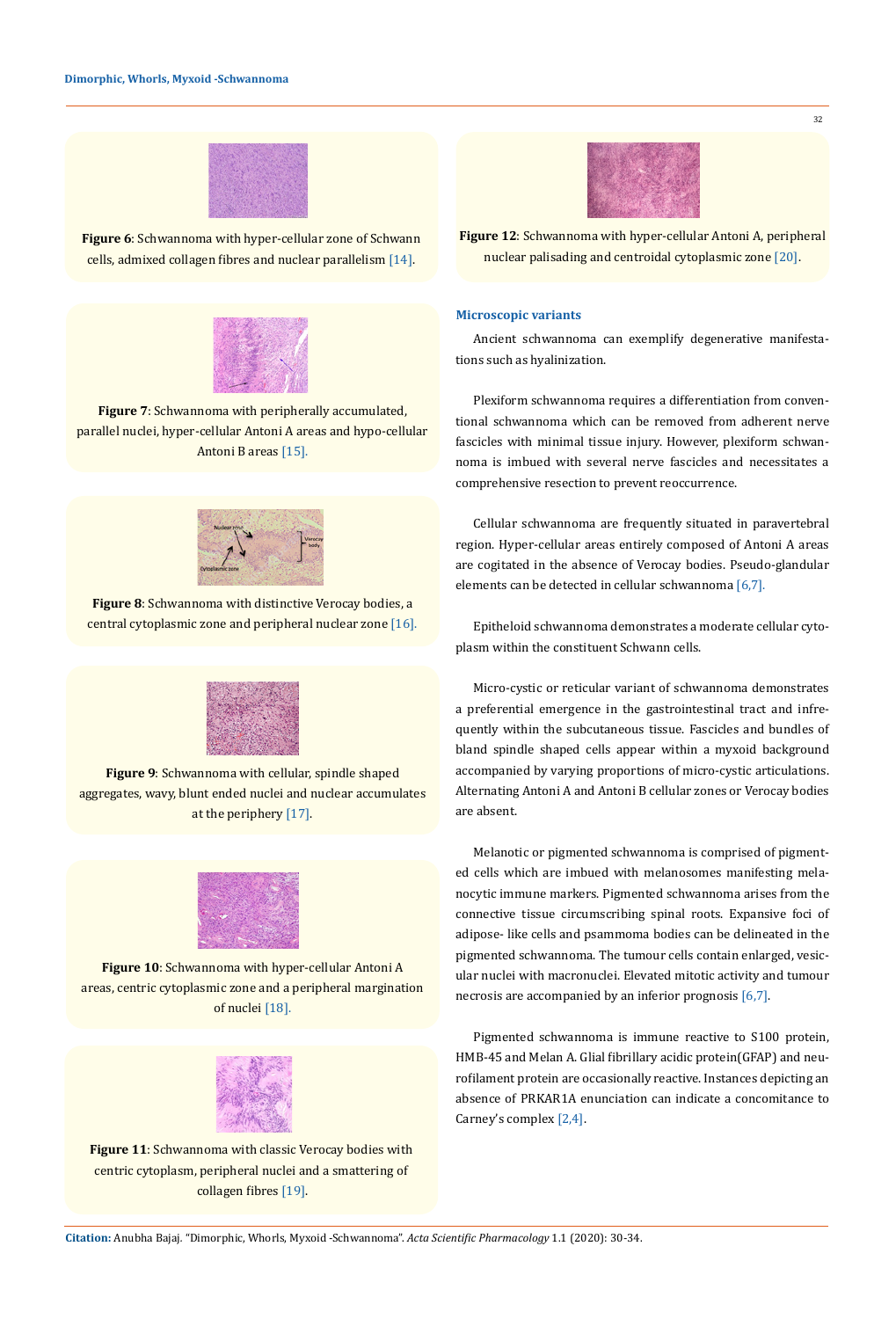**Figure 6**: Schwannoma with hyper-cellular zone of Schwann cells, admixed collagen fibres and nuclear parallelism [14].

**Figure 7**: Schwannoma with peripherally accumulated, parallel nuclei, hyper-cellular Antoni A areas and hypo-cellular Antoni B areas [15].

**Figure 8**: Schwannoma with distinctive Verocay bodies, a central cytoplasmic zone and peripheral nuclear zone [16].

**Figure 9**: Schwannoma with cellular, spindle shaped aggregates, wavy, blunt ended nuclei and nuclear accumulates at the periphery [17].

**Figure 10**: Schwannoma with hyper-cellular Antoni A areas, centric cytoplasmic zone and a peripheral margination of nuclei [18].

**Figure 11**: Schwannoma with classic Verocay bodies with centric cytoplasm, peripheral nuclei and a smattering of collagen fibres [19].

**Figure 12**: Schwannoma with hyper-cellular Antoni A, peripheral nuclear palisading and centroidal cytoplasmic zone [20].

### Microscopic variants

Ancient schwannoma can exemplify degenerative manifestations such as hyalinization.

Plexiform schwannoma requires a differentiation from conventional schwannoma which can be removed from adherent nerve fascicles with minimal tissue injury. However, plexiform schwannoma is imbued with several nerve fascicles and necessitates a comprehensive resection to prevent reoccurrence.

Cellular schwannoma are frequently situated in paravertebral region. Hyper-cellular areas entirely composed of Antoni A areas are cogitated in the absence of Verocay bodies. Pseudo-glandular elements can be detected in cellular schwannoma [6,7].

Epitheloid schwannoma demonstrates a moderate cellular cytoplasm within the constituent Schwann cells.

Micro-cystic or reticular variant of schwannoma demonstrates a preferential emergence in the gastrointestinal tract and infrequently within the subcutaneous tissue. Fascicles and bundles of bland spindle shaped cells appear within a myxoid background accompanied by varying proportions of micro-cystic articulations. Alternating Antoni A and Antoni B cellular zones or Verocay bodies are absent.

Melanotic or pigmented schwannoma is comprised of pigmented cells which are imbued with melanosomes manifesting melanocytic immune markers. Pigmented schwannoma arises from the connective tissue circumscribing spinal roots. Expansive foci of adipose- like cells and psammoma bodies can be delineated in the pigmented schwannoma. The tumour cells contain enlarged, vesicular nuclei with macronuclei. Elevated mitotic activity and tumour necrosis are accompanied by an inferior prognosis [6,7].

Pigmented schwannoma is immune reactive to S100 protein, HMB-45 and Melan A. Glial fibrillary acidic protein(GFAP) and neurofilament protein are occasionally reactive. Instances depicting an absence of PRKAR1A enunciation can indicate a concomitance to Carney's complex [2,4].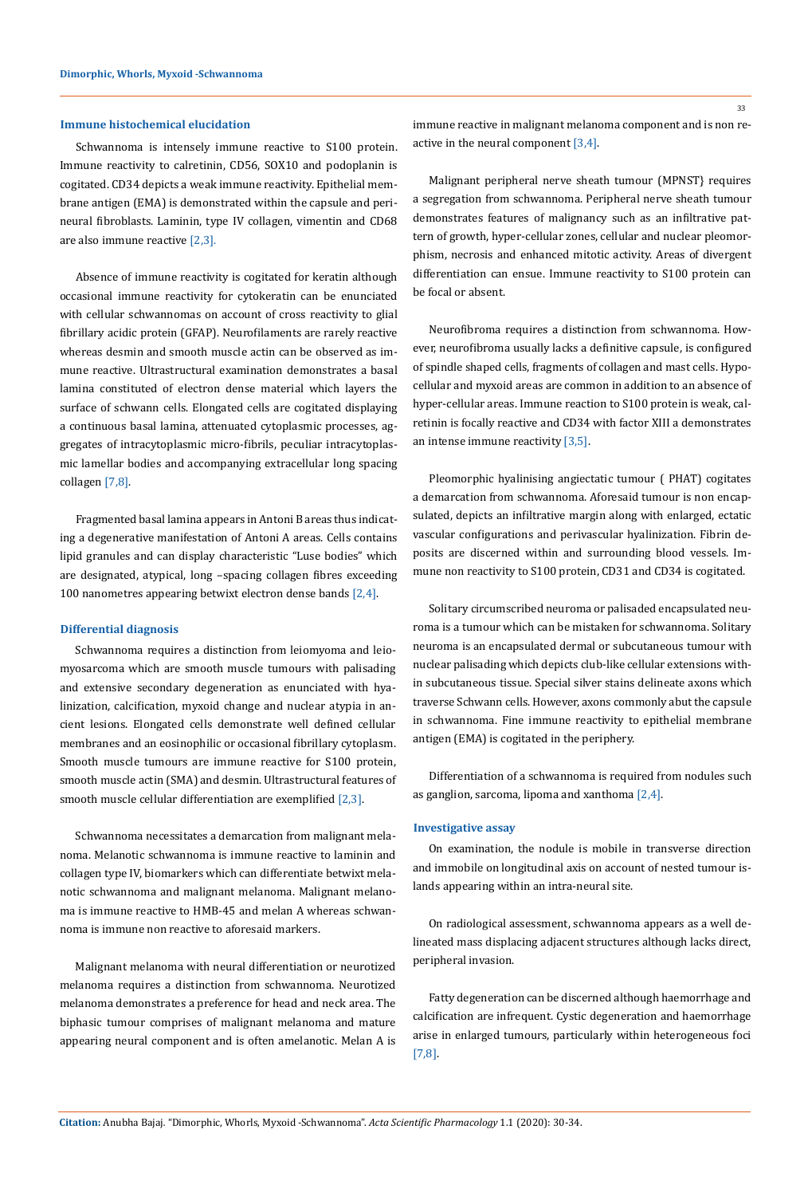### Immune histochemical elucidation

Schwannoma is intensely immune reactive to S100 protein. Immune reactivity to calretinin, CD56, SOX10 and podoplanin is cogitated. CD34 depicts a weak immune reactivity. Epithelial membrane antigen (EMA) is demonstrated within the capsule and perineural fibroblasts. Laminin, type IV collagen, vimentin and CD68 are also immune reactive [2,3].

Absence of immune reactivity is cogitated for keratin although occasional immune reactivity for cytokeratin can be enunciated with cellular schwannomas on account of cross reactivity to glial fibrillary acidic protein (GFAP). Neurofilaments are rarely reactive whereas desmin and smooth muscle actin can be observed as immune reactive. Ultrastructural examination demonstrates a basal lamina constituted of electron dense material which layers the surface of schwann cells. Elongated cells are cogitated displaying a continuous basal lamina, attenuated cytoplasmic processes, aggregates of intracytoplasmic micro-fibrils, peculiar intracytoplasmic lamellar bodies and accompanying extracellular long spacing collagen [7,8].

Fragmented basal lamina appears in Antoni B areas thus indicating a degenerative manifestation of Antoni A areas. Cells contains lipid granules and can display characteristic "Luse bodies" which are designated, atypical, long –spacing collagen fibres exceeding 100 nanometres appearing betwixt electron dense bands [2,4].

### Differential diagnosis

Schwannoma requires a distinction from leiomyoma and leiomyosarcoma which are smooth muscle tumours with palisading and extensive secondary degeneration as enunciated with hyalinization, calcification, myxoid change and nuclear atypia in ancient lesions. Elongated cells demonstrate well defined cellular membranes and an eosinophilic or occasional fibrillary cytoplasm. Smooth muscle tumours are immune reactive for S100 protein, smooth muscle actin (SMA) and desmin. Ultrastructural features of smooth muscle cellular differentiation are exemplified [2,3].

Schwannoma necessitates a demarcation from malignant melanoma. Melanotic schwannoma is immune reactive to laminin and collagen type IV, biomarkers which can differentiate betwixt melanotic schwannoma and malignant melanoma. Malignant melanoma is immune reactive to HMB-45 and melan A whereas schwannoma is immune non reactive to aforesaid markers.

Malignant melanoma with neural differentiation or neurotized melanoma requires a distinction from schwannoma. Neurotized melanoma demonstrates a preference for head and neck area. The biphasic tumour comprises of malignant melanoma and mature appearing neural component and is often amelanotic. Melan A is immune reactive in malignant melanoma component and is non reactive in the neural component [3,4].

Malignant peripheral nerve sheath tumour (MPNST} requires a segregation from schwannoma. Peripheral nerve sheath tumour demonstrates features of malignancy such as an infiltrative pattern of growth, hyper-cellular zones, cellular and nuclear pleomorphism, necrosis and enhanced mitotic activity. Areas of divergent differentiation can ensue. Immune reactivity to S100 protein can be focal or absent.

Neurofibroma requires a distinction from schwannoma. However, neurofibroma usually lacks a definitive capsule, is configured of spindle shaped cells, fragments of collagen and mast cells. Hypocellular and myxoid areas are common in addition to an absence of hyper-cellular areas. Immune reaction to S100 protein is weak, calretinin is focally reactive and CD34 with factor XIII a demonstrates an intense immune reactivity [3,5].

Pleomorphic hyalinising angiectatic tumour ( PHAT) cogitates a demarcation from schwannoma. Aforesaid tumour is non encapsulated, depicts an infiltrative margin along with enlarged, ectatic vascular configurations and perivascular hyalinization. Fibrin deposits are discerned within and surrounding blood vessels. Immune non reactivity to S100 protein, CD31 and CD34 is cogitated.

Solitary circumscribed neuroma or palisaded encapsulated neuroma is a tumour which can be mistaken for schwannoma. Solitary neuroma is an encapsulated dermal or subcutaneous tumour with nuclear palisading which depicts club-like cellular extensions within subcutaneous tissue. Special silver stains delineate axons which traverse Schwann cells. However, axons commonly abut the capsule in schwannoma. Fine immune reactivity to epithelial membrane antigen (EMA) is cogitated in the periphery.

Differentiation of a schwannoma is required from nodules such as ganglion, sarcoma, lipoma and xanthoma [2,4].

### Investigative assay

On examination, the nodule is mobile in transverse direction and immobile on longitudinal axis on account of nested tumour islands appearing within an intra-neural site.

On radiological assessment, schwannoma appears as a well delineated mass displacing adjacent structures although lacks direct, peripheral invasion.

Fatty degeneration can be discerned although haemorrhage and calcification are infrequent. Cystic degeneration and haemorrhage arise in enlarged tumours, particularly within heterogeneous foci [7,8].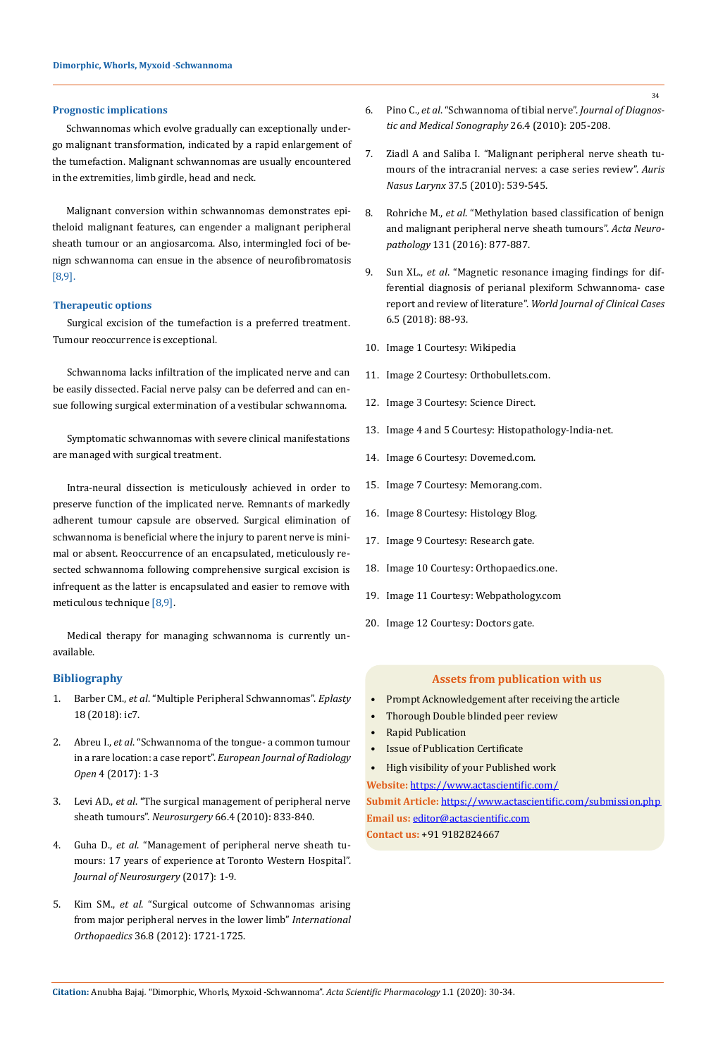### Prognostic implications

Schwannomas which evolve gradually can exceptionally undergo malignant transformation, indicated by a rapid enlargement of the tumefaction. Malignant schwannomas are usually encountered in the extremities, limb girdle, head and neck.

Malignant conversion within schwannomas demonstrates epitheloid malignant features, can engender a malignant peripheral sheath tumour or an angiosarcoma. Also, intermingled foci of benign schwannoma can ensue in the absence of neurofibromatosis [8,9].

### Therapeutic options

Surgical excision of the tumefaction is a preferred treatment. Tumour reoccurrence is exceptional.

Schwannoma lacks infiltration of the implicated nerve and can be easily dissected. Facial nerve palsy can be deferred and can ensue following surgical extermination of a vestibular schwannoma.

Symptomatic schwannomas with severe clinical manifestations are managed with surgical treatment.

Intra-neural dissection is meticulously achieved in order to preserve function of the implicated nerve. Remnants of markedly adherent tumour capsule are observed. Surgical elimination of schwannoma is beneficial where the injury to parent nerve is minimal or absent. Reoccurrence of an encapsulated, meticulously resected schwannoma following comprehensive surgical excision is infrequent as the latter is encapsulated and easier to remove with meticulous technique [8,9].

Medical therapy for managing schwannoma is currently unavailable.

## Bibliography

1. Barber CM., *et al*. "Multiple Peripheral Schwannomas". *Eplasty* 18 (2018): ic7.
2. Abreu I., *et al*. "Schwannoma of the tongue- a common tumour in a rare location: a case report". *European Journal of Radiology Open* 4 (2017): 1-3
3. Levi AD., *et al*. "The surgical management of peripheral nerve sheath tumours". *Neurosurgery* 66.4 (2010): 833-840.
4. Guha D., *et al*. "Management of peripheral nerve sheath tumours: 17 years of experience at Toronto Western Hospital". *Journal of Neurosurgery* (2017): 1-9.
5. Kim SM., *et al*. "Surgical outcome of Schwannomas arising from major peripheral nerves in the lower limb" *International Orthopaedics* 36.8 (2012): 1721-1725.
6. Pino C., *et al*. "Schwannoma of tibial nerve". *Journal of Diagnostic and Medical Sonography* 26.4 (2010): 205-208.
7. Ziadl A and Saliba I. "Malignant peripheral nerve sheath tumours of the intracranial nerves: a case series review". *Auris Nasus Larynx* 37.5 (2010): 539-545.
8. Rohriche M., *et al*. "Methylation based classification of benign and malignant peripheral nerve sheath tumours". *Acta Neuropathology* 131 (2016): 877-887.
9. Sun XL., *et al*. "Magnetic resonance imaging findings for differential diagnosis of perianal plexiform Schwannoma- case report and review of literature". *World Journal of Clinical Cases* 6.5 (2018): 88-93.
10. Image 1 Courtesy: Wikipedia
11. Image 2 Courtesy: Orthobullets.com.
12. Image 3 Courtesy: Science Direct.
13. Image 4 and 5 Courtesy: Histopathology-India-net.
14. Image 6 Courtesy: Dovemed.com.
15. Image 7 Courtesy: Memorang.com.
16. Image 8 Courtesy: Histology Blog.
17. Image 9 Courtesy: Research gate.
18. Image 10 Courtesy: Orthopaedics.one.
19. Image 11 Courtesy: Webpathology.com
20. Image 12 Courtesy: Doctors gate.

**Assets from publication with us**

- Prompt Acknowledgement after receiving the article
- Thorough Double blinded peer review
- Rapid Publication
- Issue of Publication Certificate
- High visibility of your Published work

**Website:** https://www.actascientific.com/
**Submit Article:** https://www.actascientific.com/submission.php
**Email us:** editor@actascientific.com
**Contact us:** +91 9182824667